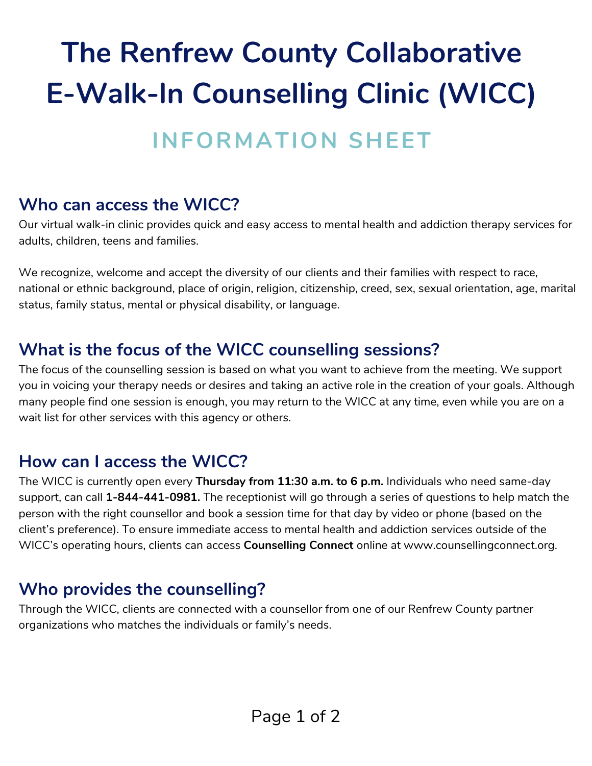# The Renfrew County Collaborative E-Walk-In Counselling Clinic (WICC)

## INFORMATION SHEET

## Who can access the WICC?

Our virtual walk-in clinic provides quick and easy access to mental health and addiction therapy services for adults, children, teens and families.

We recognize, welcome and accept the diversity of our clients and their families with respect to race, national or ethnic background, place of origin, religion, citizenship, creed, sex, sexual orientation, age, marital status, family status, mental or physical disability, or language.

## What is the focus of the WICC counselling sessions?

The focus of the counselling session is based on what you want to achieve from the meeting. We support you in voicing your therapy needs or desires and taking an active role in the creation of your goals. Although many people find one session is enough, you may return to the WICC at any time, even while you are on a wait list for other services with this agency or others.

## How can I access the WICC?

The WICC is currently open every **Thursday from 11:30 a.m. to 6 p.m.** Individuals who need same-day support, can call **1-844-441-0981.** The receptionist will go through a series of questions to help match the person with the right counsellor and book a session time for that day by video or phone (based on the client's preference). To ensure immediate access to mental health and addiction services outside of the WICC's operating hours, clients can access **Counselling Connect** online at www.counsellingconnect.org.

## Who provides the counselling?

Through the WICC, clients are connected with a counsellor from one of our Renfrew County partner organizations who matches the individuals or family's needs.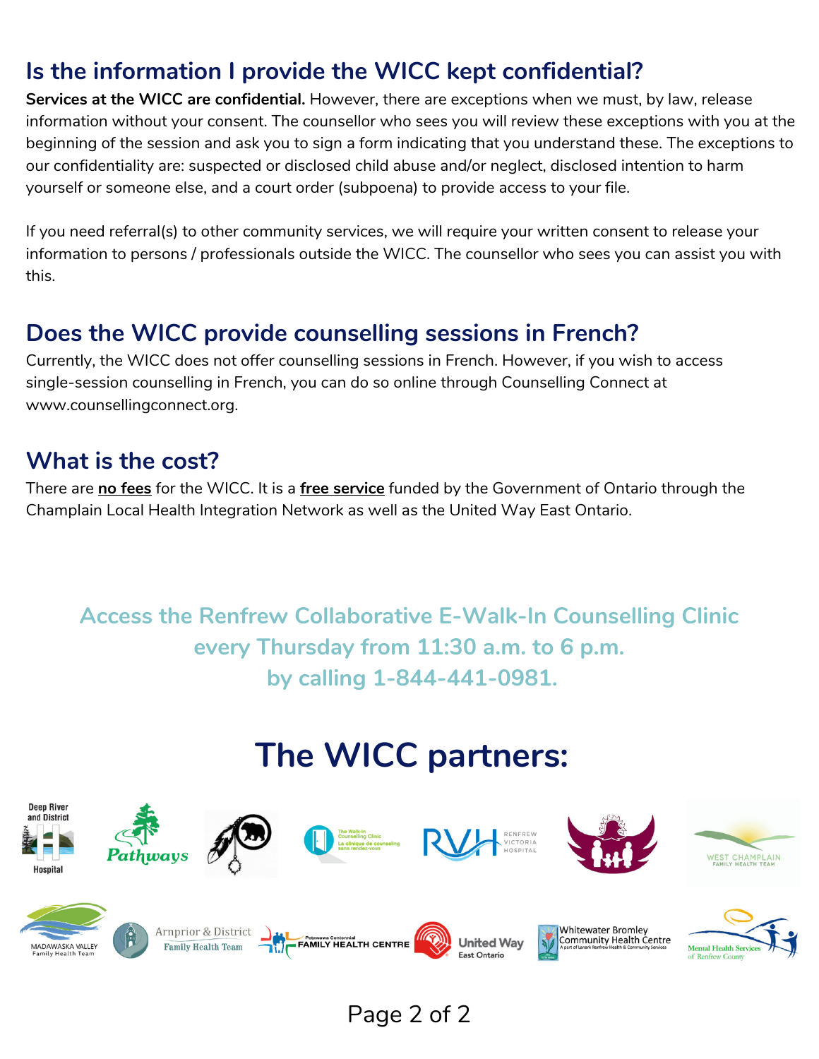## Is the information I provide the WICC kept confidential?

**Services at the WICC are confidential.** However, there are exceptions when we must, by law, release information without your consent. The counsellor who sees you will review these exceptions with you at the beginning of the session and ask you to sign a form indicating that you understand these. The exceptions to our confidentiality are: suspected or disclosed child abuse and/or neglect, disclosed intention to harm yourself or someone else, and a court order (subpoena) to provide access to your file.

If you need referral(s) to other community services, we will require your written consent to release your information to persons / professionals outside the WICC. The counsellor who sees you can assist you with this.

## Does the WICC provide counselling sessions in French?

Currently, the WICC does not offer counselling sessions in French. However, if you wish to access single-session counselling in French, you can do so online through Counselling Connect at www.counsellingconnect.org.

## What is the cost?

There are **no fees** for the WICC. It is a **free service** funded by the Government of Ontario through the Champlain Local Health Integration Network as well as the United Way East Ontario.

**Access the Renfrew Collaborative E-Walk-In Counselling Clinic every Thursday from 11:30 a.m. to 6 p.m. by calling 1-844-441-0981.**

# The WICC partners:

Deep River and District Hospital

Pathways

The Walk-In Counselling Clinic / La clinique de counseling sans rendez-vous

RVH Renfrew Victoria Hospital

West Champlain Family Health Team

Madawaska Valley Family Health Team

Arnprior & District Family Health Team

Petawawa Centennial Family Health Centre

United Way East Ontario

Whitewater Bromley Community Health Centre – A part of Lanark Renfrew Health & Community Services

Mental Health Services of Renfrew County